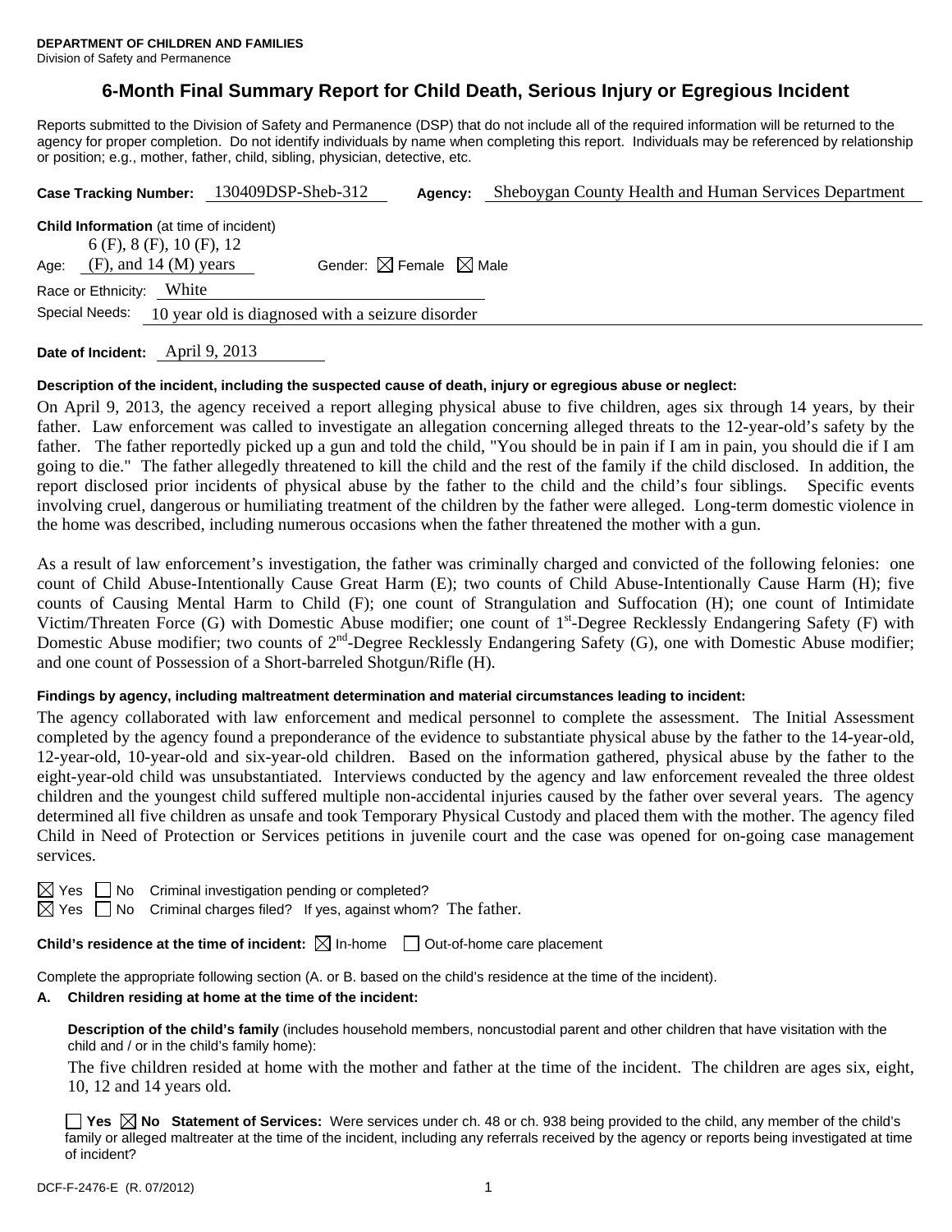**DEPARTMENT OF CHILDREN AND FAMILIES**
Division of Safety and Permanence

# 6-Month Final Summary Report for Child Death, Serious Injury or Egregious Incident

Reports submitted to the Division of Safety and Permanence (DSP) that do not include all of the required information will be returned to the agency for proper completion. Do not identify individuals by name when completing this report. Individuals may be referenced by relationship or position; e.g., mother, father, child, sibling, physician, detective, etc.

**Case Tracking Number:** 130409DSP-Sheb-312 **Agency:** Sheboygan County Health and Human Services Department

**Child Information** (at time of incident)

Age: 6 (F), 8 (F), 10 (F), 12 (F), and 14 (M) years Gender: ☒ Female ☒ Male

Race or Ethnicity: White

Special Needs: 10 year old is diagnosed with a seizure disorder

**Date of Incident:** April 9, 2013

**Description of the incident, including the suspected cause of death, injury or egregious abuse or neglect:**

On April 9, 2013, the agency received a report alleging physical abuse to five children, ages six through 14 years, by their father. Law enforcement was called to investigate an allegation concerning alleged threats to the 12-year-old's safety by the father. The father reportedly picked up a gun and told the child, "You should be in pain if I am in pain, you should die if I am going to die." The father allegedly threatened to kill the child and the rest of the family if the child disclosed. In addition, the report disclosed prior incidents of physical abuse by the father to the child and the child's four siblings. Specific events involving cruel, dangerous or humiliating treatment of the children by the father were alleged. Long-term domestic violence in the home was described, including numerous occasions when the father threatened the mother with a gun.

As a result of law enforcement's investigation, the father was criminally charged and convicted of the following felonies: one count of Child Abuse-Intentionally Cause Great Harm (E); two counts of Child Abuse-Intentionally Cause Harm (H); five counts of Causing Mental Harm to Child (F); one count of Strangulation and Suffocation (H); one count of Intimidate Victim/Threaten Force (G) with Domestic Abuse modifier; one count of 1st-Degree Recklessly Endangering Safety (F) with Domestic Abuse modifier; two counts of 2nd-Degree Recklessly Endangering Safety (G), one with Domestic Abuse modifier; and one count of Possession of a Short-barreled Shotgun/Rifle (H).

**Findings by agency, including maltreatment determination and material circumstances leading to incident:**

The agency collaborated with law enforcement and medical personnel to complete the assessment. The Initial Assessment completed by the agency found a preponderance of the evidence to substantiate physical abuse by the father to the 14-year-old, 12-year-old, 10-year-old and six-year-old children. Based on the information gathered, physical abuse by the father to the eight-year-old child was unsubstantiated. Interviews conducted by the agency and law enforcement revealed the three oldest children and the youngest child suffered multiple non-accidental injuries caused by the father over several years. The agency determined all five children as unsafe and took Temporary Physical Custody and placed them with the mother. The agency filed Child in Need of Protection or Services petitions in juvenile court and the case was opened for on-going case management services.

☒ Yes ☐ No Criminal investigation pending or completed?

☒ Yes ☐ No Criminal charges filed? If yes, against whom? The father.

**Child's residence at the time of incident:** ☒ In-home ☐ Out-of-home care placement

Complete the appropriate following section (A. or B. based on the child's residence at the time of the incident).

**A. Children residing at home at the time of the incident:**

**Description of the child's family** (includes household members, noncustodial parent and other children that have visitation with the child and / or in the child's family home):

The five children resided at home with the mother and father at the time of the incident. The children are ages six, eight, 10, 12 and 14 years old.

☐ **Yes** ☒ **No Statement of Services:** Were services under ch. 48 or ch. 938 being provided to the child, any member of the child's family or alleged maltreater at the time of the incident, including any referrals received by the agency or reports being investigated at time of incident?

DCF-F-2476-E (R. 07/2012)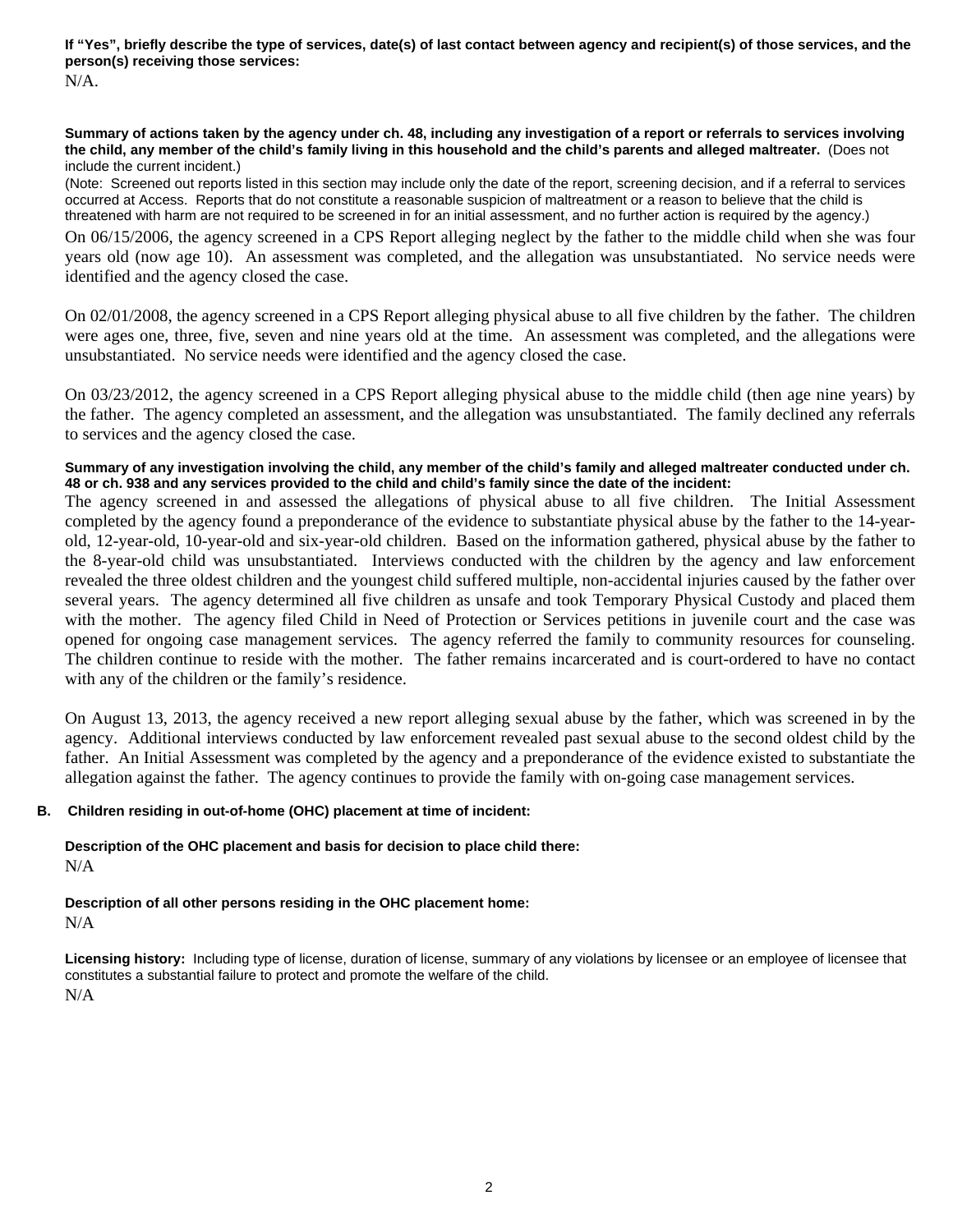**If "Yes", briefly describe the type of services, date(s) of last contact between agency and recipient(s) of those services, and the person(s) receiving those services:**

N/A.

**Summary of actions taken by the agency under ch. 48, including any investigation of a report or referrals to services involving the child, any member of the child's family living in this household and the child's parents and alleged maltreater.** (Does not include the current incident.)

(Note: Screened out reports listed in this section may include only the date of the report, screening decision, and if a referral to services occurred at Access. Reports that do not constitute a reasonable suspicion of maltreatment or a reason to believe that the child is threatened with harm are not required to be screened in for an initial assessment, and no further action is required by the agency.)

On 06/15/2006, the agency screened in a CPS Report alleging neglect by the father to the middle child when she was four years old (now age 10). An assessment was completed, and the allegation was unsubstantiated. No service needs were identified and the agency closed the case.

On 02/01/2008, the agency screened in a CPS Report alleging physical abuse to all five children by the father. The children were ages one, three, five, seven and nine years old at the time. An assessment was completed, and the allegations were unsubstantiated. No service needs were identified and the agency closed the case.

On 03/23/2012, the agency screened in a CPS Report alleging physical abuse to the middle child (then age nine years) by the father. The agency completed an assessment, and the allegation was unsubstantiated. The family declined any referrals to services and the agency closed the case.

**Summary of any investigation involving the child, any member of the child's family and alleged maltreater conducted under ch. 48 or ch. 938 and any services provided to the child and child's family since the date of the incident:**

The agency screened in and assessed the allegations of physical abuse to all five children. The Initial Assessment completed by the agency found a preponderance of the evidence to substantiate physical abuse by the father to the 14-year-old, 12-year-old, 10-year-old and six-year-old children. Based on the information gathered, physical abuse by the father to the 8-year-old child was unsubstantiated. Interviews conducted with the children by the agency and law enforcement revealed the three oldest children and the youngest child suffered multiple, non-accidental injuries caused by the father over several years. The agency determined all five children as unsafe and took Temporary Physical Custody and placed them with the mother. The agency filed Child in Need of Protection or Services petitions in juvenile court and the case was opened for ongoing case management services. The agency referred the family to community resources for counseling. The children continue to reside with the mother. The father remains incarcerated and is court-ordered to have no contact with any of the children or the family's residence.

On August 13, 2013, the agency received a new report alleging sexual abuse by the father, which was screened in by the agency. Additional interviews conducted by law enforcement revealed past sexual abuse to the second oldest child by the father. An Initial Assessment was completed by the agency and a preponderance of the evidence existed to substantiate the allegation against the father. The agency continues to provide the family with on-going case management services.

## B. Children residing in out-of-home (OHC) placement at time of incident:

**Description of the OHC placement and basis for decision to place child there:**

N/A

**Description of all other persons residing in the OHC placement home:**

N/A

**Licensing history:** Including type of license, duration of license, summary of any violations by licensee or an employee of licensee that constitutes a substantial failure to protect and promote the welfare of the child.

N/A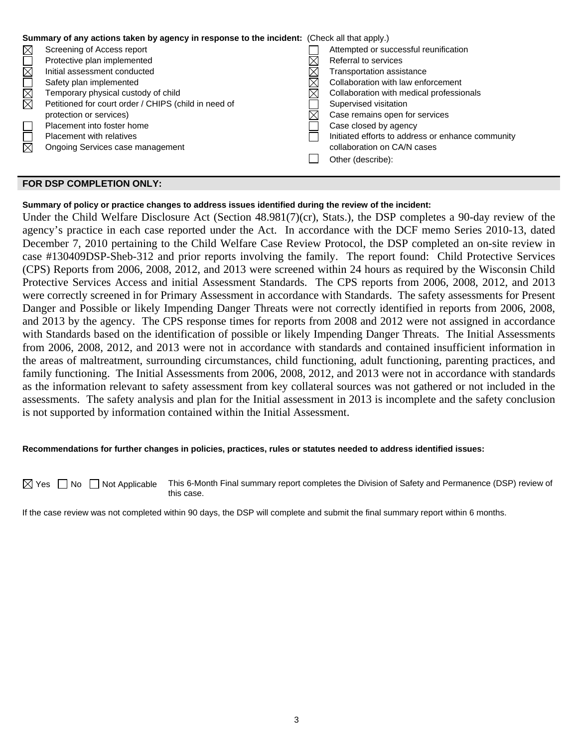**Summary of any actions taken by agency in response to the incident:** (Check all that apply.)

- ☒ Screening of Access report
- ☐ Protective plan implemented
- ☒ Initial assessment conducted
- ☐ Safety plan implemented
- ☒ Temporary physical custody of child
- ☒ Petitioned for court order / CHIPS (child in need of protection or services)
- ☐ Placement into foster home
- ☐ Placement with relatives
- ☒ Ongoing Services case management
- ☐ Attempted or successful reunification
- ☒ Referral to services
- ☒ Transportation assistance
- ☒ Collaboration with law enforcement
- ☒ Collaboration with medical professionals
- ☐ Supervised visitation
- ☒ Case remains open for services
- ☐ Case closed by agency
- ☐ Initiated efforts to address or enhance community collaboration on CA/N cases
- ☐ Other (describe):

## FOR DSP COMPLETION ONLY:

**Summary of policy or practice changes to address issues identified during the review of the incident:**

Under the Child Welfare Disclosure Act (Section 48.981(7)(cr), Stats.), the DSP completes a 90-day review of the agency's practice in each case reported under the Act. In accordance with the DCF memo Series 2010-13, dated December 7, 2010 pertaining to the Child Welfare Case Review Protocol, the DSP completed an on-site review in case #130409DSP-Sheb-312 and prior reports involving the family. The report found: Child Protective Services (CPS) Reports from 2006, 2008, 2012, and 2013 were screened within 24 hours as required by the Wisconsin Child Protective Services Access and initial Assessment Standards. The CPS reports from 2006, 2008, 2012, and 2013 were correctly screened in for Primary Assessment in accordance with Standards. The safety assessments for Present Danger and Possible or likely Impending Danger Threats were not correctly identified in reports from 2006, 2008, and 2013 by the agency. The CPS response times for reports from 2008 and 2012 were not assigned in accordance with Standards based on the identification of possible or likely Impending Danger Threats. The Initial Assessments from 2006, 2008, 2012, and 2013 were not in accordance with standards and contained insufficient information in the areas of maltreatment, surrounding circumstances, child functioning, adult functioning, parenting practices, and family functioning. The Initial Assessments from 2006, 2008, 2012, and 2013 were not in accordance with standards as the information relevant to safety assessment from key collateral sources was not gathered or not included in the assessments. The safety analysis and plan for the Initial assessment in 2013 is incomplete and the safety conclusion is not supported by information contained within the Initial Assessment.

**Recommendations for further changes in policies, practices, rules or statutes needed to address identified issues:**

☒ Yes ☐ No ☐ Not Applicable — This 6-Month Final summary report completes the Division of Safety and Permanence (DSP) review of this case.

If the case review was not completed within 90 days, the DSP will complete and submit the final summary report within 6 months.